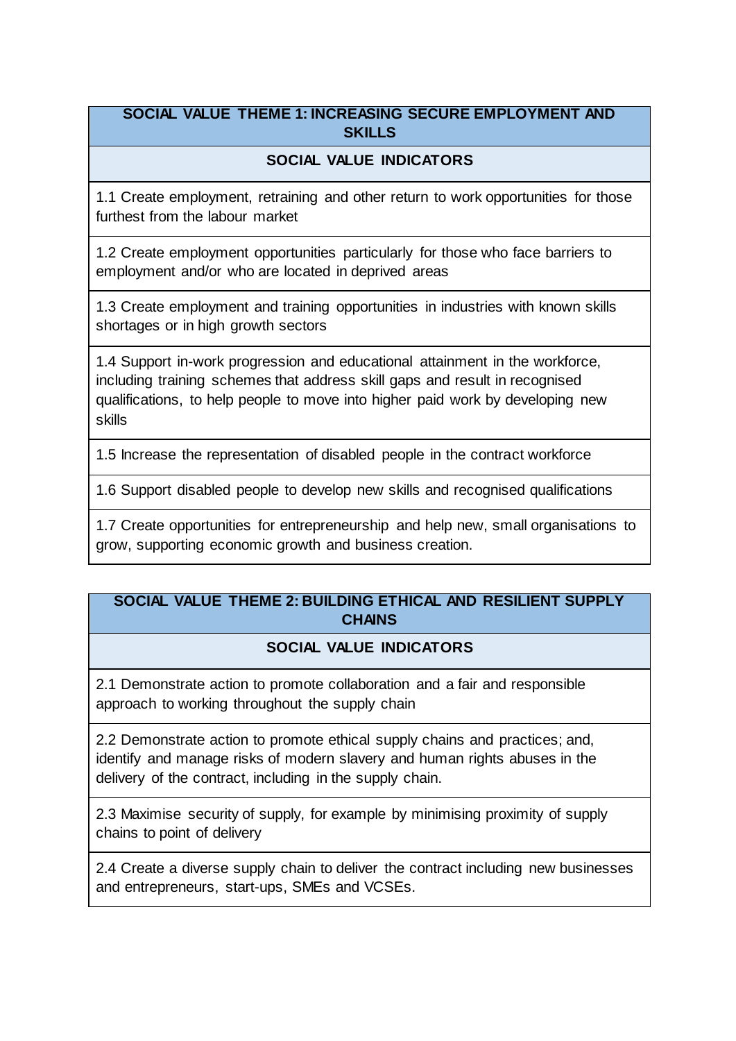| SOCIAL VALUE THEME 1: INCREASING SECURE EMPLOYMENT AND SKILLS |
|---|
| **SOCIAL VALUE INDICATORS** |
| 1.1 Create employment, retraining and other return to work opportunities for those furthest from the labour market |
| 1.2 Create employment opportunities particularly for those who face barriers to employment and/or who are located in deprived areas |
| 1.3 Create employment and training opportunities in industries with known skills shortages or in high growth sectors |
| 1.4 Support in-work progression and educational attainment in the workforce, including training schemes that address skill gaps and result in recognised qualifications, to help people to move into higher paid work by developing new skills |
| 1.5 Increase the representation of disabled people in the contract workforce |
| 1.6 Support disabled people to develop new skills and recognised qualifications |
| 1.7 Create opportunities for entrepreneurship and help new, small organisations to grow, supporting economic growth and business creation. |

| SOCIAL VALUE THEME 2: BUILDING ETHICAL AND RESILIENT SUPPLY CHAINS |
|---|
| **SOCIAL VALUE INDICATORS** |
| 2.1 Demonstrate action to promote collaboration and a fair and responsible approach to working throughout the supply chain |
| 2.2 Demonstrate action to promote ethical supply chains and practices; and, identify and manage risks of modern slavery and human rights abuses in the delivery of the contract, including in the supply chain. |
| 2.3 Maximise security of supply, for example by minimising proximity of supply chains to point of delivery |
| 2.4 Create a diverse supply chain to deliver the contract including new businesses and entrepreneurs, start-ups, SMEs and VCSEs. |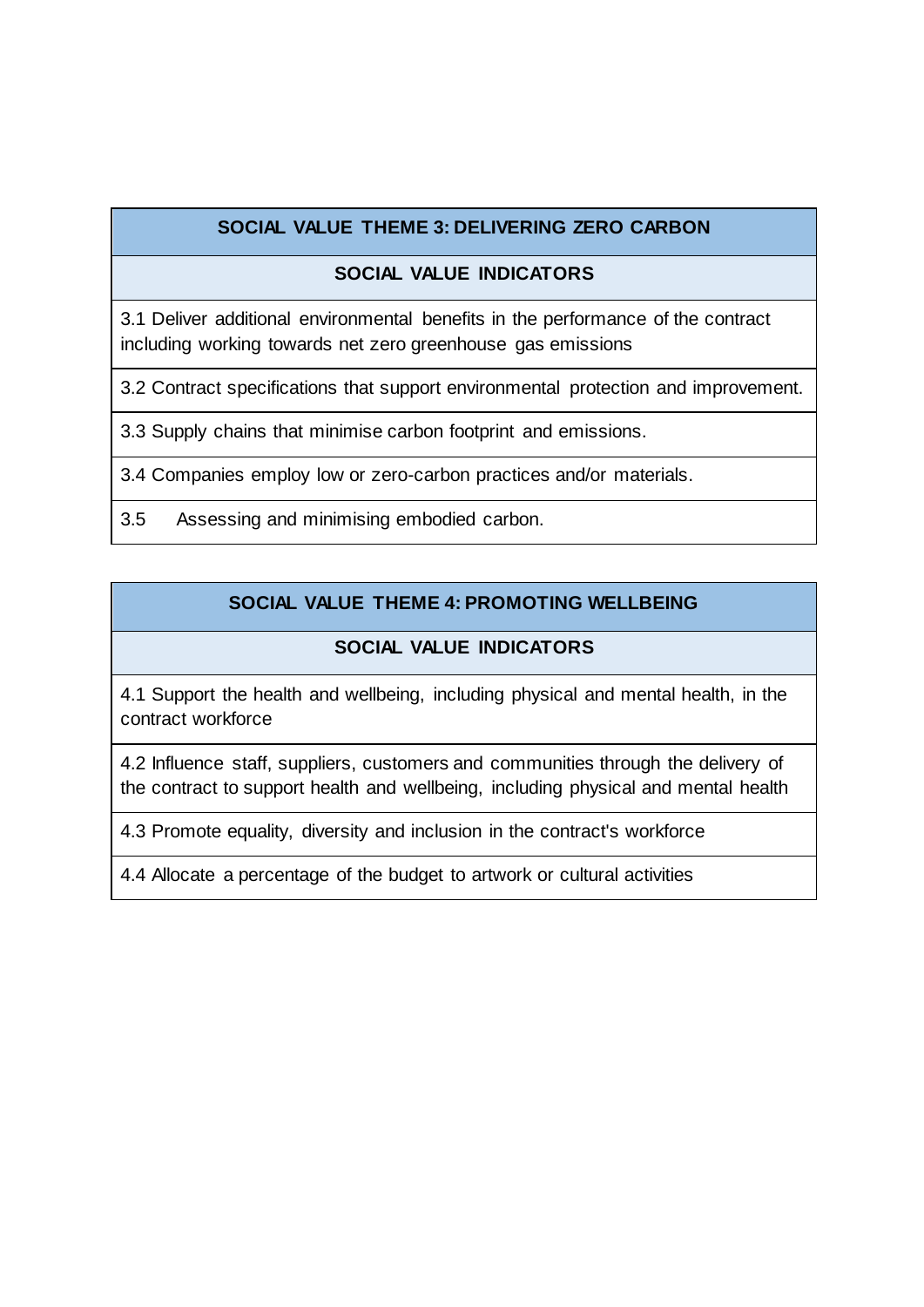| SOCIAL VALUE THEME 3: DELIVERING ZERO CARBON |
| --- |
| **SOCIAL VALUE INDICATORS** |
| 3.1 Deliver additional environmental benefits in the performance of the contract including working towards net zero greenhouse gas emissions |
| 3.2 Contract specifications that support environmental protection and improvement. |
| 3.3 Supply chains that minimise carbon footprint and emissions. |
| 3.4 Companies employ low or zero-carbon practices and/or materials. |
| 3.5 Assessing and minimising embodied carbon. |

| SOCIAL VALUE THEME 4: PROMOTING WELLBEING |
| --- |
| **SOCIAL VALUE INDICATORS** |
| 4.1 Support the health and wellbeing, including physical and mental health, in the contract workforce |
| 4.2 Influence staff, suppliers, customers and communities through the delivery of the contract to support health and wellbeing, including physical and mental health |
| 4.3 Promote equality, diversity and inclusion in the contract's workforce |
| 4.4 Allocate a percentage of the budget to artwork or cultural activities |